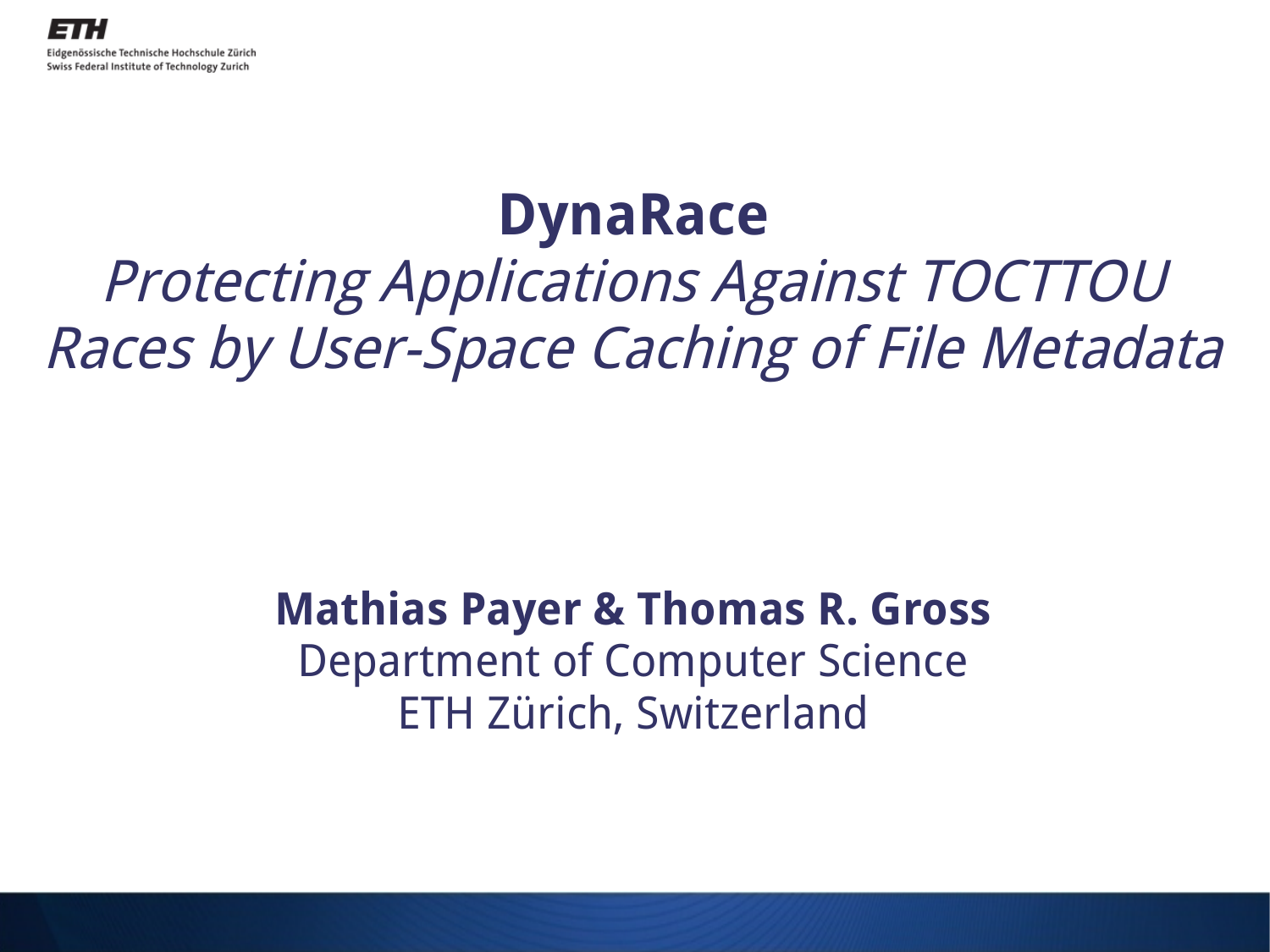ETH

Eidgenössische Technische Hochschule Zürich
Swiss Federal Institute of Technology Zurich

# DynaRace

*Protecting Applications Against TOCTTOU Races by User-Space Caching of File Metadata*

**Mathias Payer & Thomas R. Gross**
Department of Computer Science
ETH Zürich, Switzerland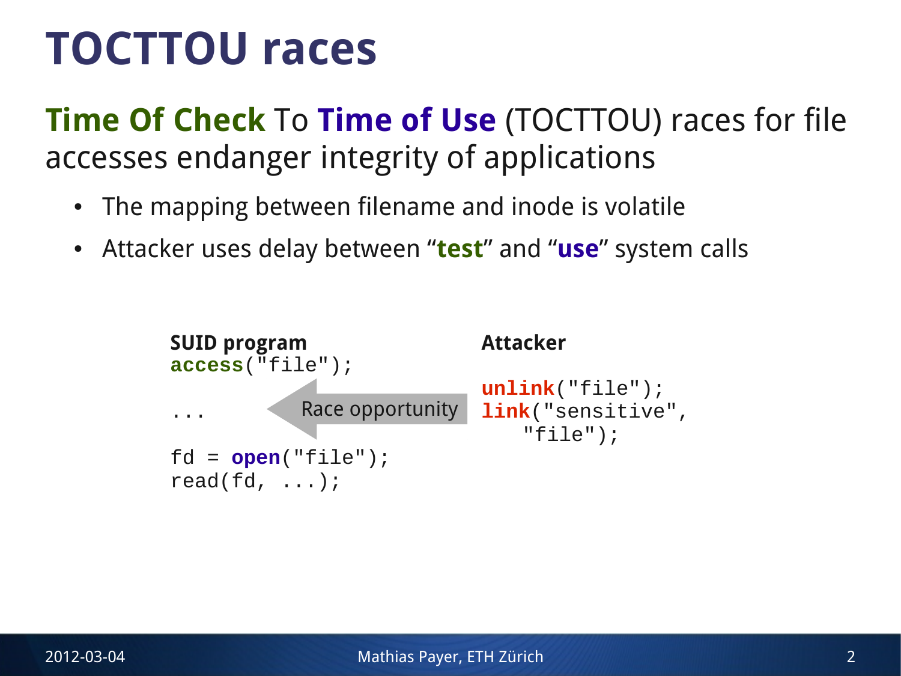# TOCTTOU races

**Time Of Check** To **Time of Use** (TOCTTOU) races for file accesses endanger integrity of applications

- The mapping between filename and inode is volatile
- Attacker uses delay between "**test**" and "**use**" system calls

**SUID program**

```
access("file");

...

fd = open("file");
read(fd, ...);
```

Race opportunity

**Attacker**

```
unlink("file");
link("sensitive",
    "file");
```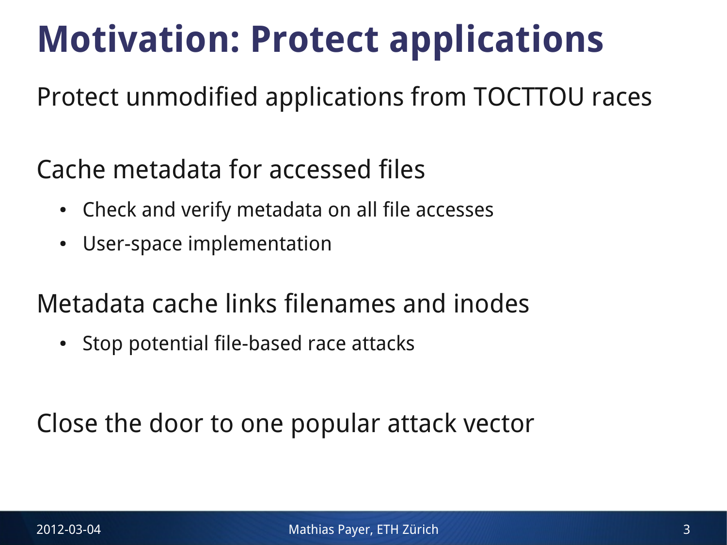# Motivation: Protect applications

Protect unmodified applications from TOCTTOU races

Cache metadata for accessed files

- Check and verify metadata on all file accesses
- User-space implementation

Metadata cache links filenames and inodes

- Stop potential file-based race attacks

Close the door to one popular attack vector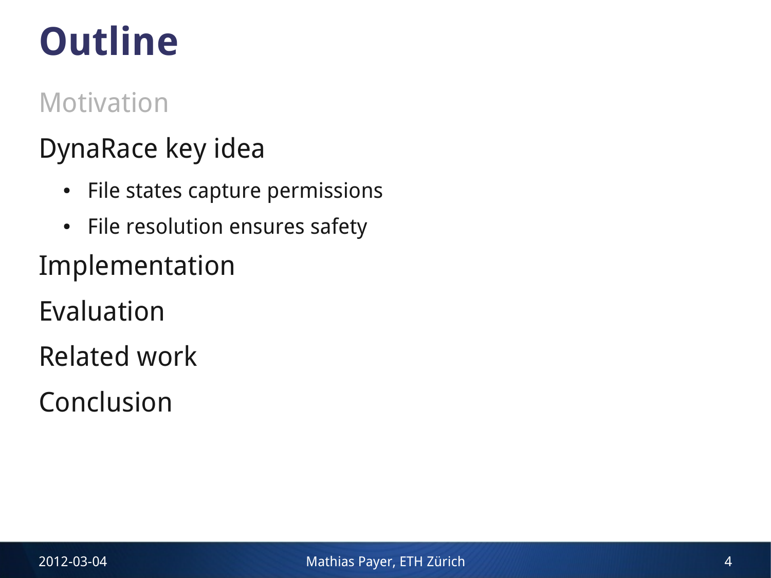# Outline

Motivation

DynaRace key idea

- File states capture permissions
- File resolution ensures safety

Implementation

Evaluation

Related work

Conclusion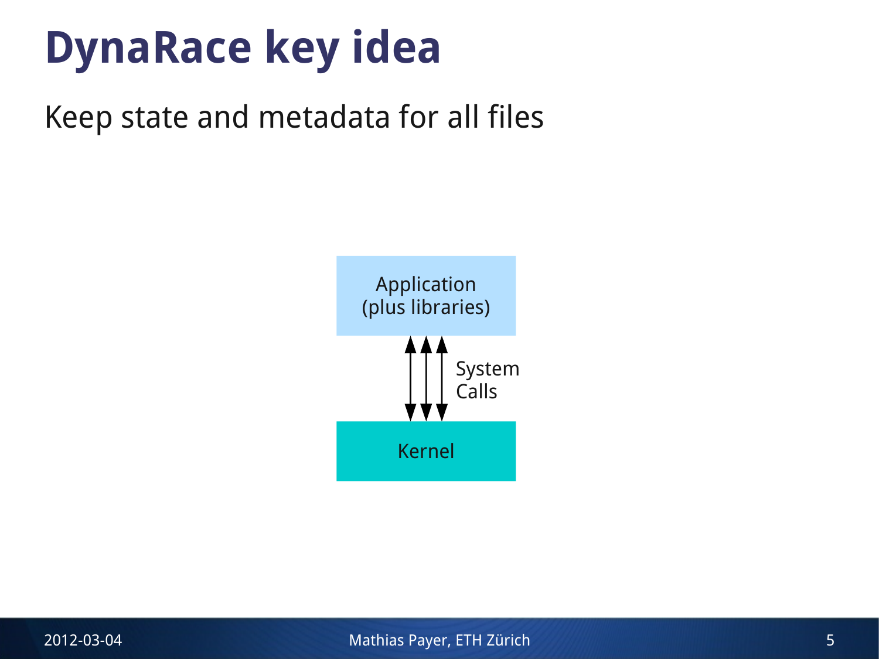# DynaRace key idea

Keep state and metadata for all files

Application
(plus libraries)

System
Calls

Kernel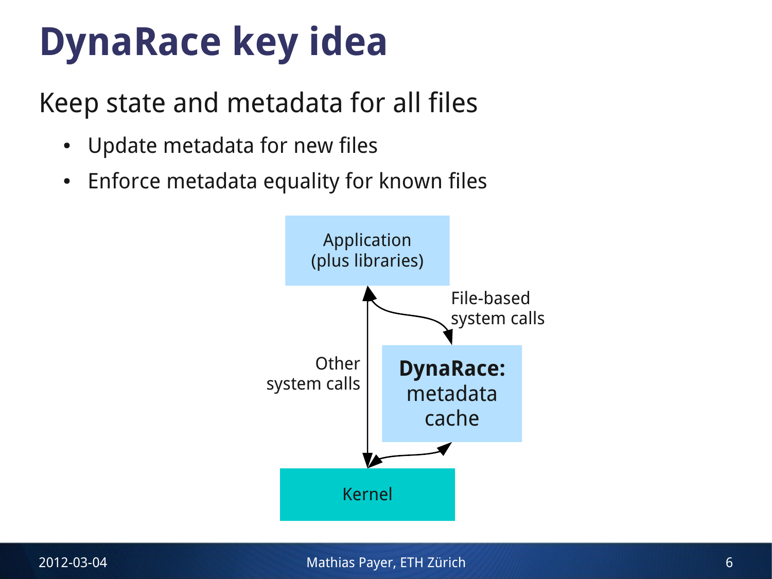# DynaRace key idea

Keep state and metadata for all files

- Update metadata for new files
- Enforce metadata equality for known files

Application
(plus libraries)

File-based
system calls

Other
system calls

**DynaRace:**
metadata
cache

Kernel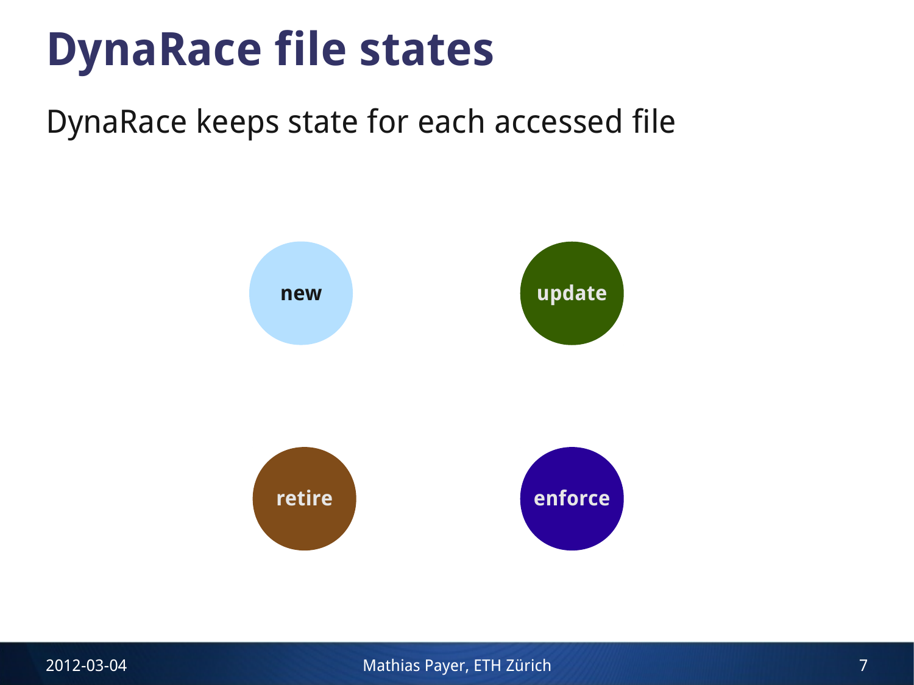# DynaRace file states

DynaRace keeps state for each accessed file

new

update

retire

enforce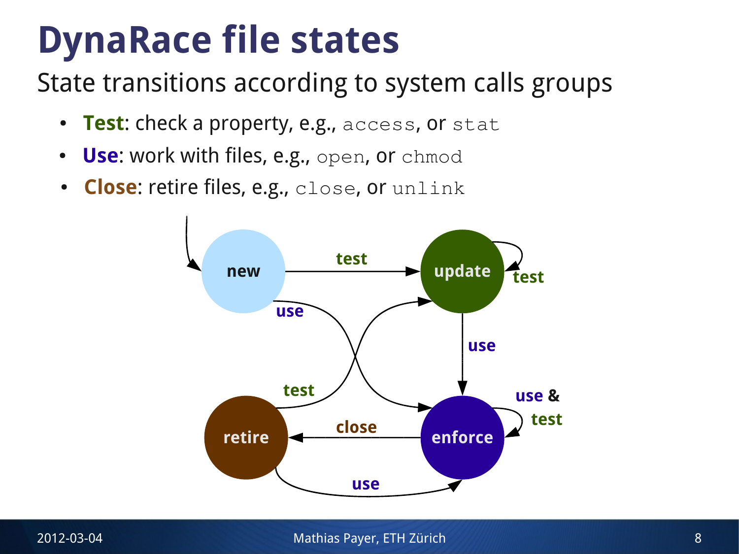# DynaRace file states

State transitions according to system calls groups

- **Test**: check a property, e.g., `access`, or `stat`
- **Use**: work with files, e.g., `open`, or `chmod`
- **Close**: retire files, e.g., `close`, or `unlink`

new

update

retire

enforce

test

use

use

test

test

use

use &

test

close

use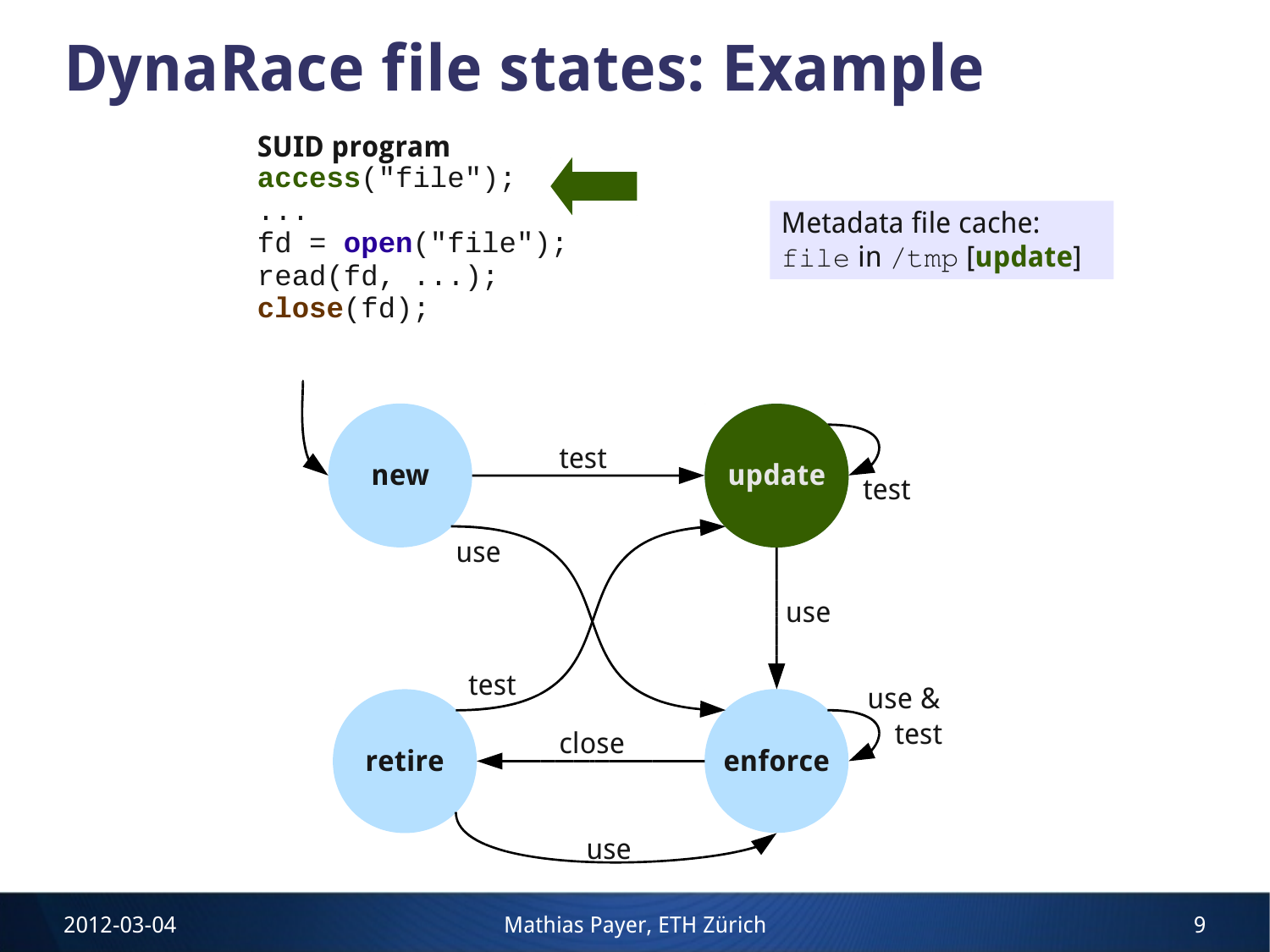# DynaRace file states: Example

**SUID program**

```
access("file");
...
fd = open("file");
read(fd, ...);
close(fd);
```

Metadata file cache:
`file` in `/tmp` [**update**]

new
test
update
test
use
use
test
use &
test
retire
close
enforce
use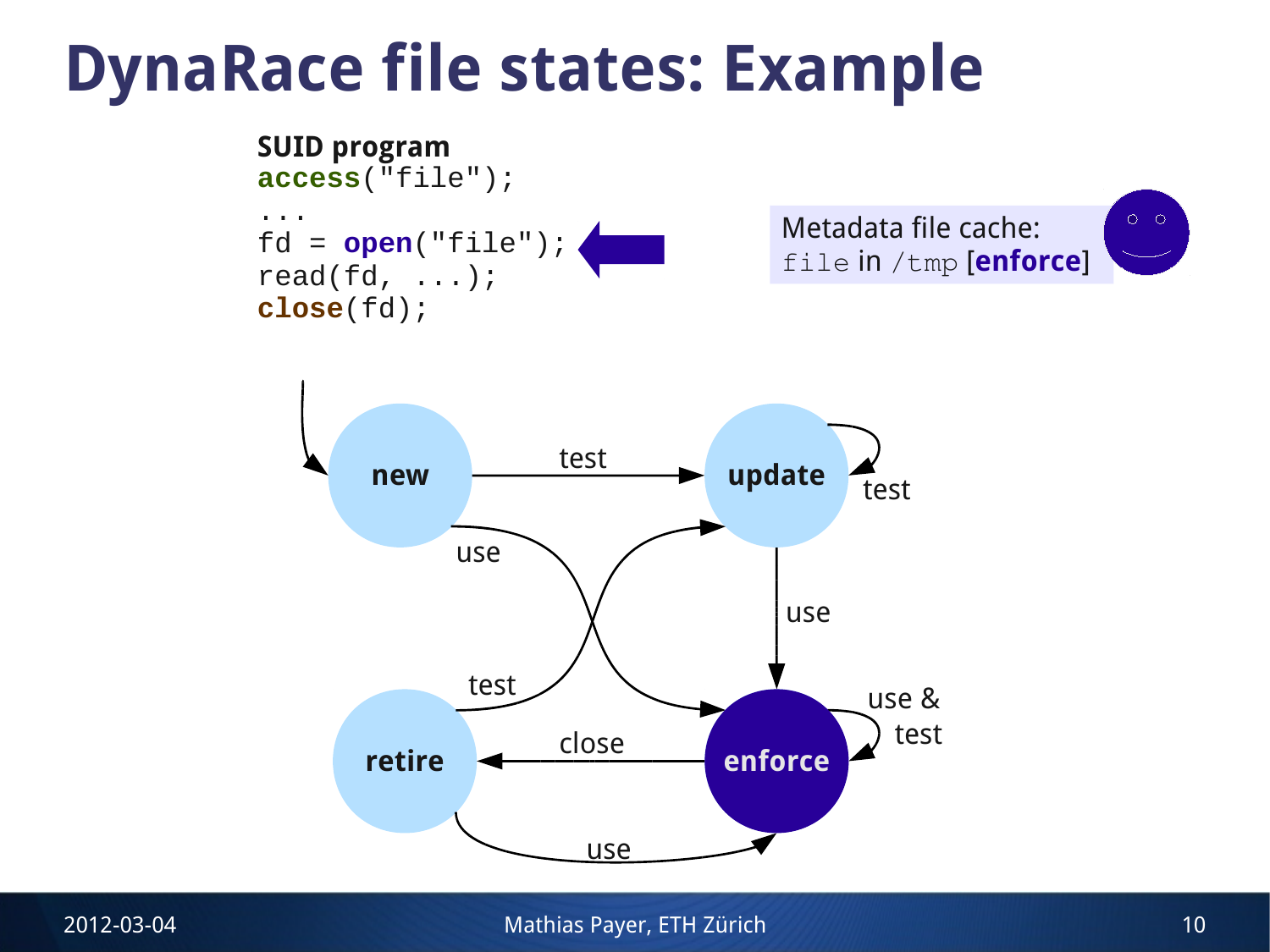# DynaRace file states: Example

**SUID program**

```
access("file");
...
fd = open("file");
read(fd, ...);
close(fd);
```

Metadata file cache:
`file` in `/tmp` [**enforce**]

new
test
update
test
use
use
test
retire
close
enforce
use &
test
use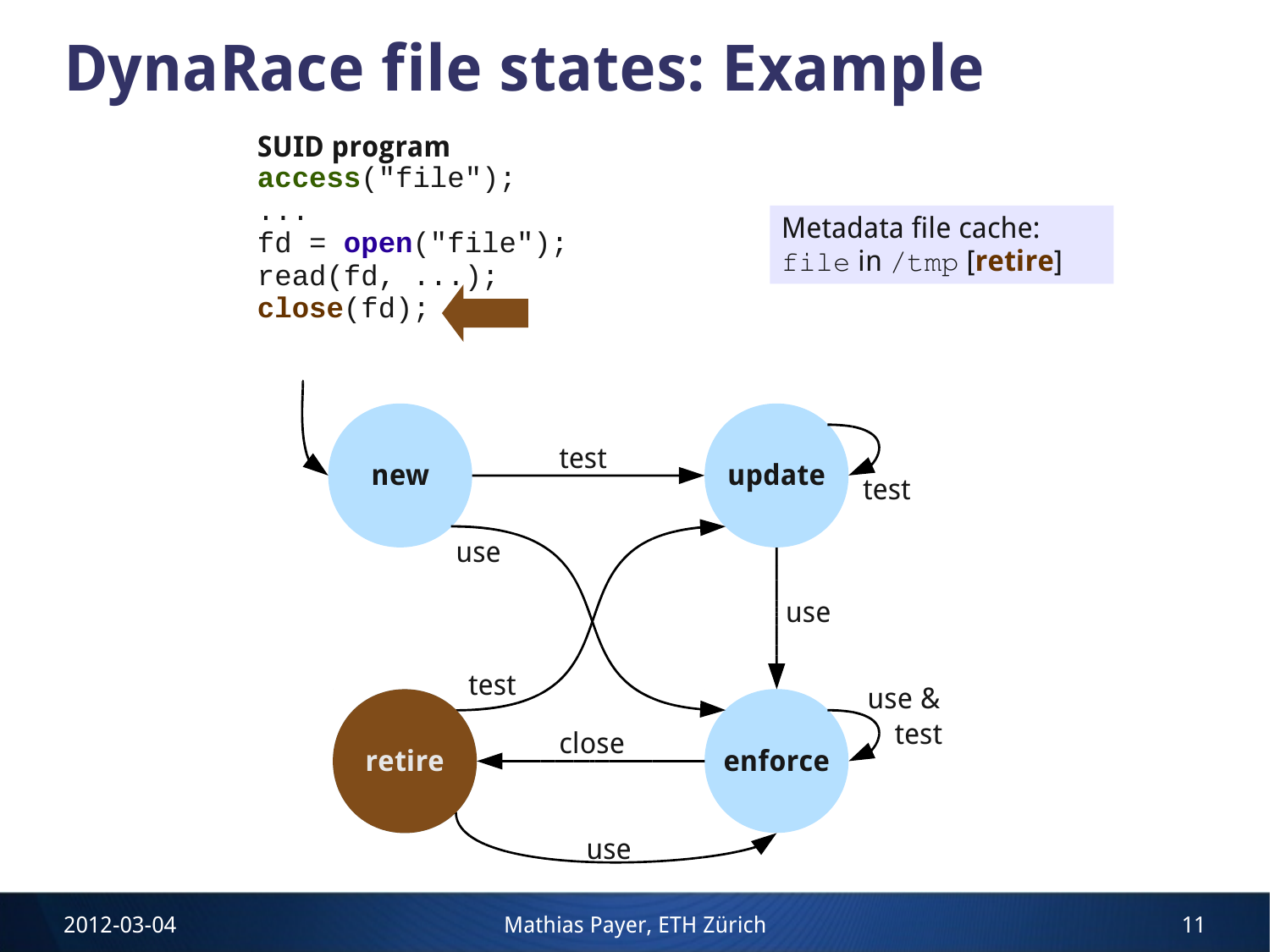# DynaRace file states: Example

**SUID program**

```
access("file");
...
fd = open("file");
read(fd, ...);
close(fd);
```

Metadata file cache:
`file` in `/tmp` **[retire]**

new

update

enforce

retire

test

test

use

use

test

use & test

close

use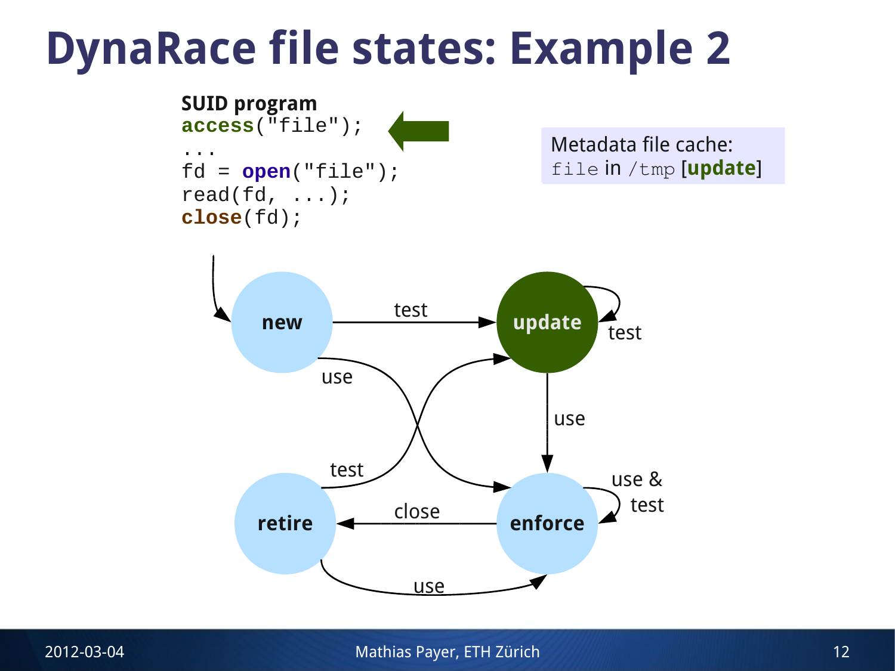# DynaRace file states: Example 2

**SUID program**

```
access("file");
...
fd = open("file");
read(fd, ...);
close(fd);
```

Metadata file cache:
`file` in `/tmp` [**update**]

new
update
retire
enforce
test
test
use
use
test
use & test
close
use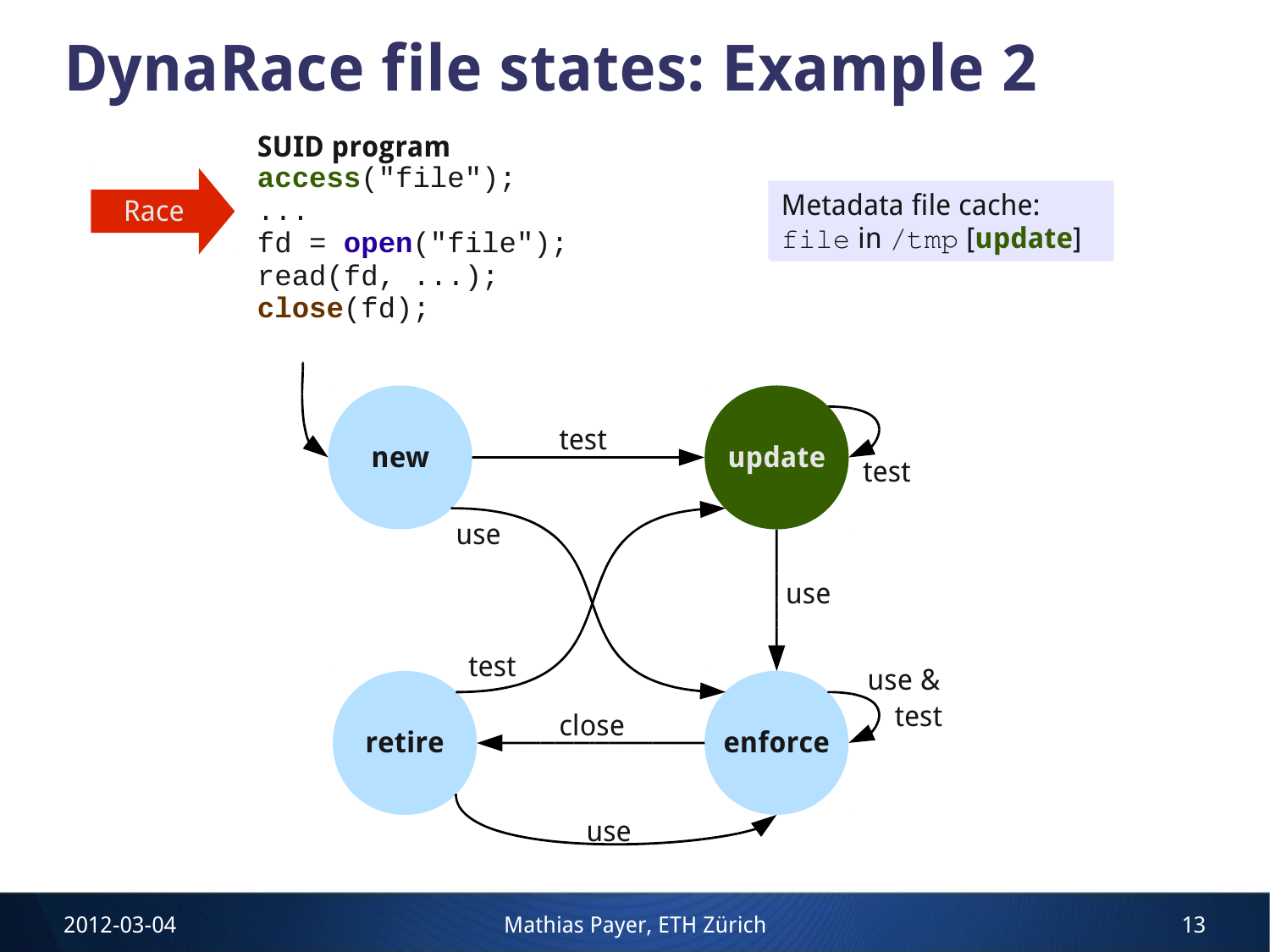# DynaRace file states: Example 2

Race

**SUID program**

```
access("file");
...
fd = open("file");
read(fd, ...);
close(fd);
```

Metadata file cache:
`file` in `/tmp` **[update]**

new

test

update

test

use

use

test

use & test

retire

close

enforce

use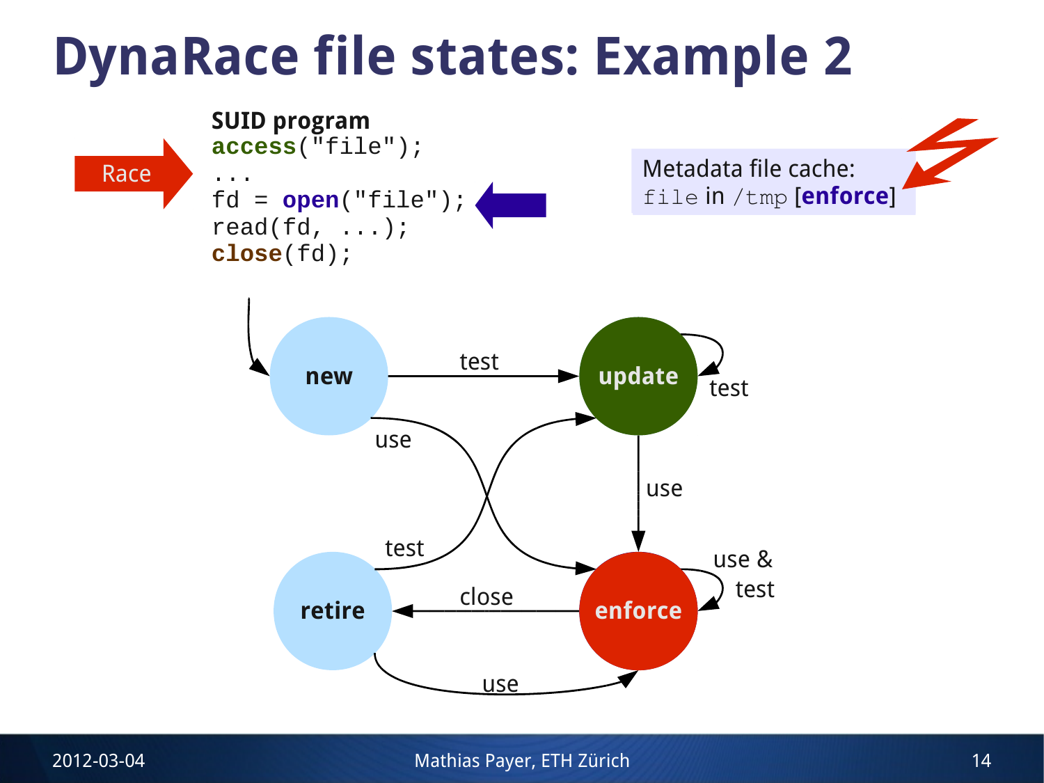# DynaRace file states: Example 2

Race

**SUID program**

```
access("file");
...
fd = open("file");
read(fd, ...);
close(fd);
```

Metadata file cache:
`file` in `/tmp` [**enforce**]

new

update

retire

enforce

test

use

close

use & test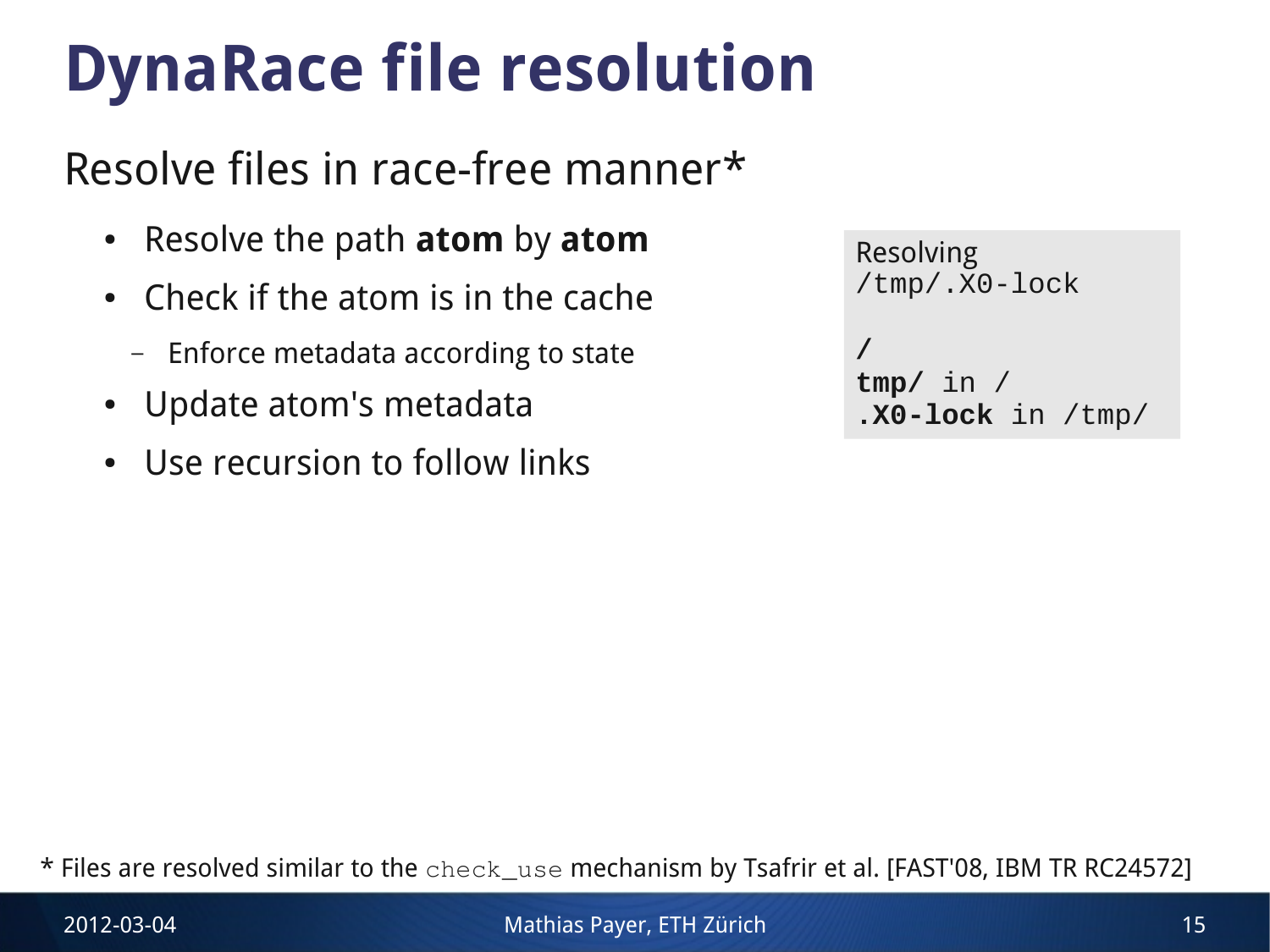# DynaRace file resolution

Resolve files in race-free manner*

- Resolve the path **atom** by **atom**
- Check if the atom is in the cache
  - Enforce metadata according to state
- Update atom's metadata
- Use recursion to follow links

Resolving
`/tmp/.X0-lock`

```
/
tmp/ in /
.X0-lock in /tmp/
```

* Files are resolved similar to the `check_use` mechanism by Tsafrir et al. [FAST'08, IBM TR RC24572]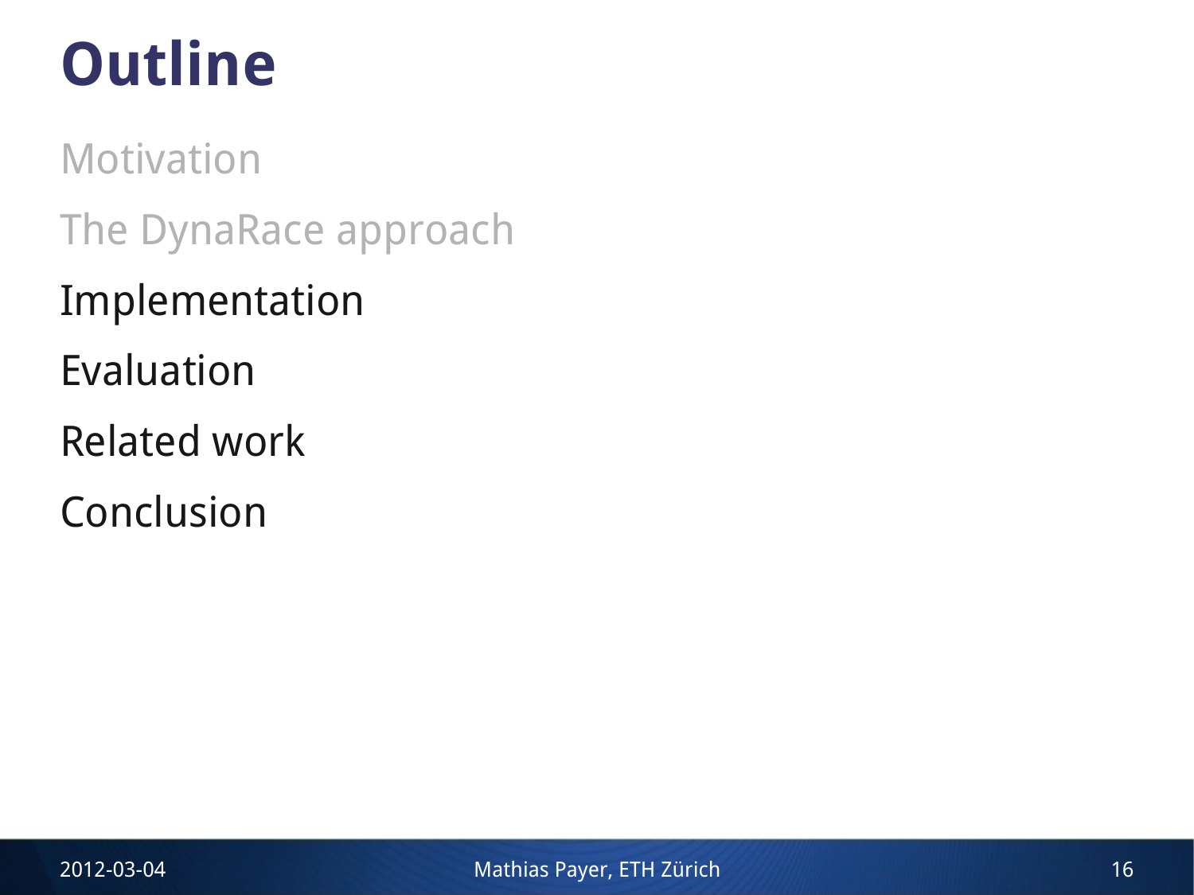# Outline

- Motivation
- The DynaRace approach
- Implementation
- Evaluation
- Related work
- Conclusion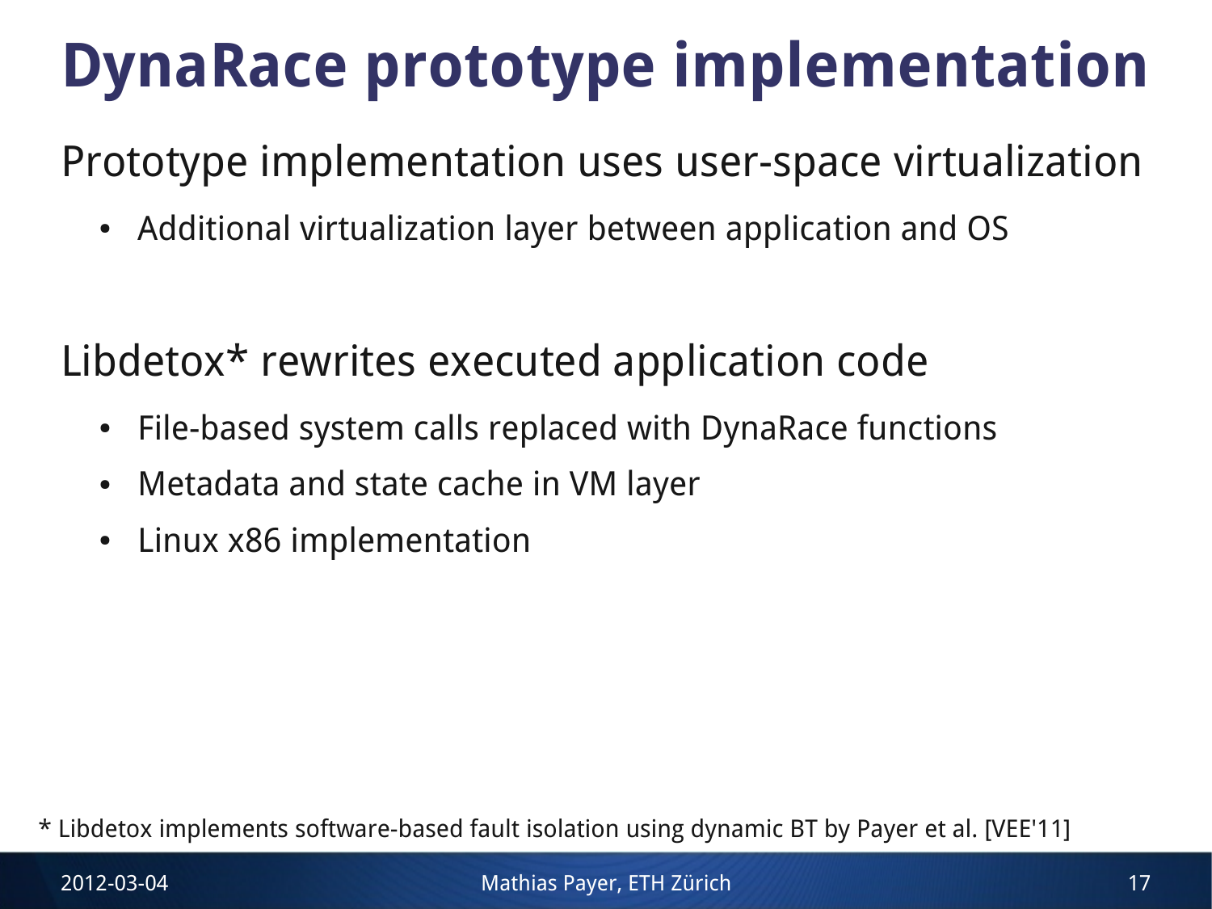# DynaRace prototype implementation

Prototype implementation uses user-space virtualization

- Additional virtualization layer between application and OS

Libdetox* rewrites executed application code

- File-based system calls replaced with DynaRace functions
- Metadata and state cache in VM layer
- Linux x86 implementation

* Libdetox implements software-based fault isolation using dynamic BT by Payer et al. [VEE'11]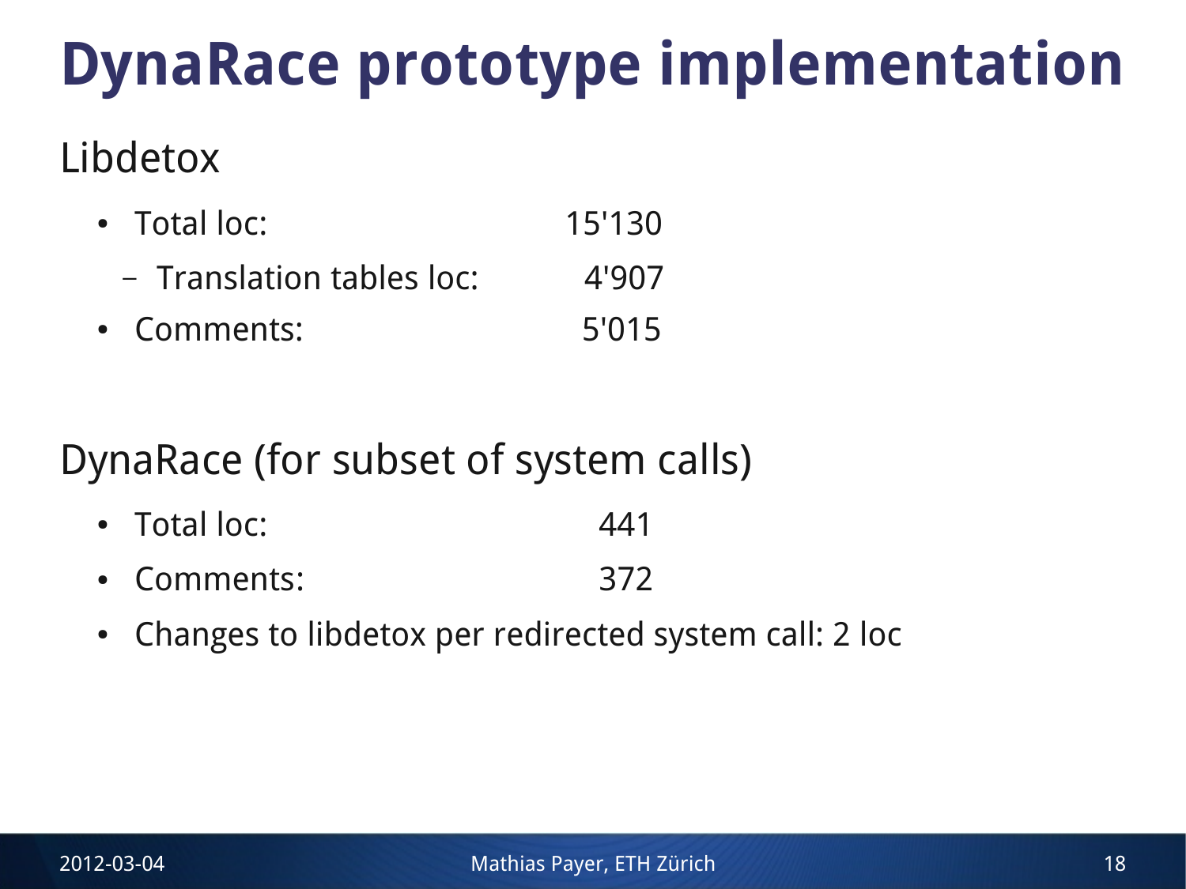# DynaRace prototype implementation

## Libdetox

- Total loc: 15'130
  - Translation tables loc: 4'907
- Comments: 5'015

## DynaRace (for subset of system calls)

- Total loc: 441
- Comments: 372
- Changes to libdetox per redirected system call: 2 loc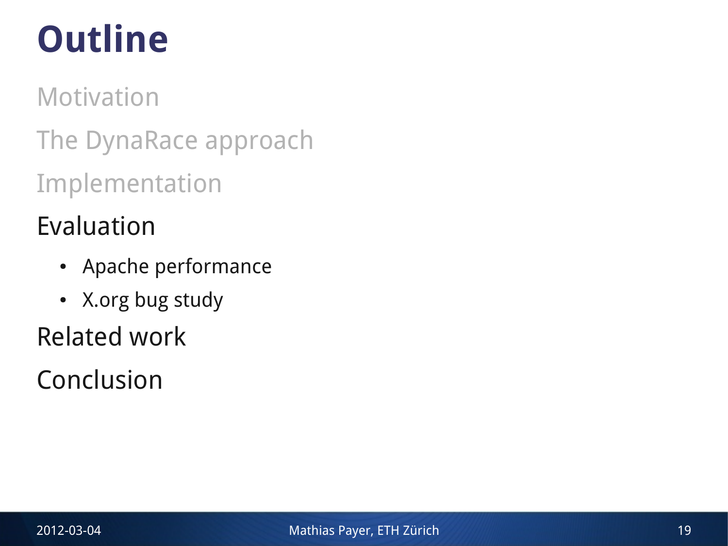# Outline

Motivation

The DynaRace approach

Implementation

Evaluation

- Apache performance
- X.org bug study

Related work

Conclusion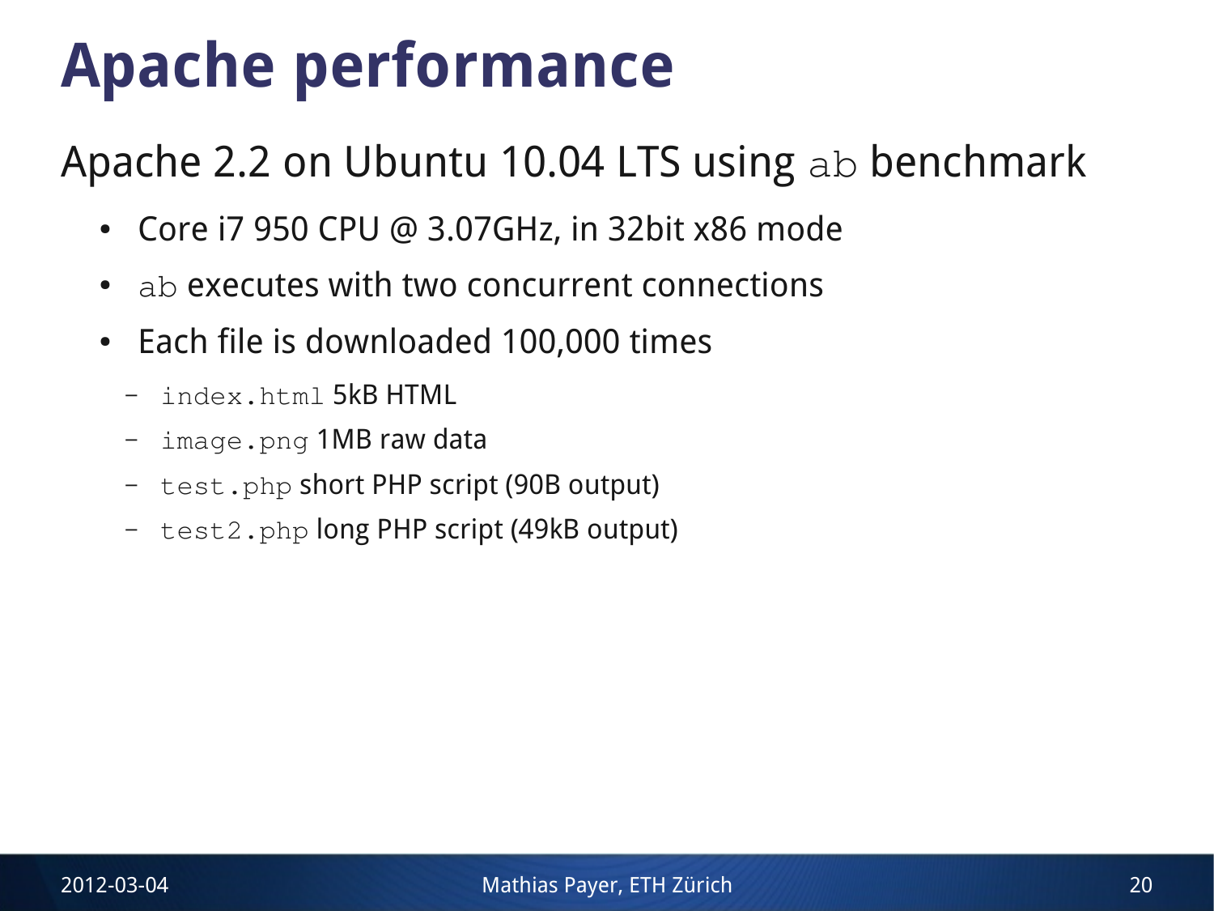# Apache performance

Apache 2.2 on Ubuntu 10.04 LTS using `ab` benchmark

- Core i7 950 CPU @ 3.07GHz, in 32bit x86 mode
- `ab` executes with two concurrent connections
- Each file is downloaded 100,000 times
  - `index.html` 5kB HTML
  - `image.png` 1MB raw data
  - `test.php` short PHP script (90B output)
  - `test2.php` long PHP script (49kB output)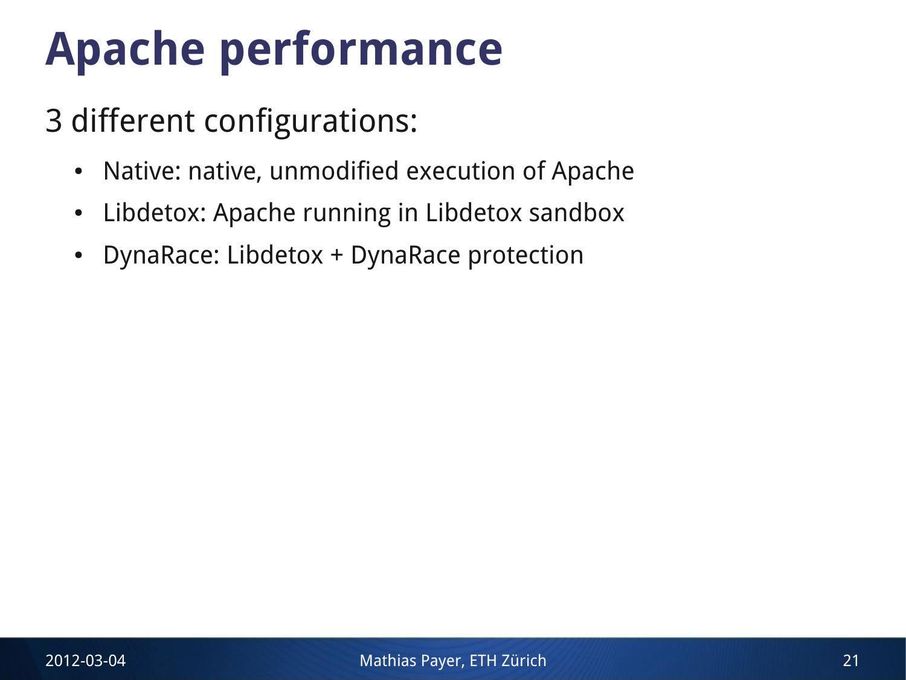# Apache performance

3 different configurations:

- Native: native, unmodified execution of Apache
- Libdetox: Apache running in Libdetox sandbox
- DynaRace: Libdetox + DynaRace protection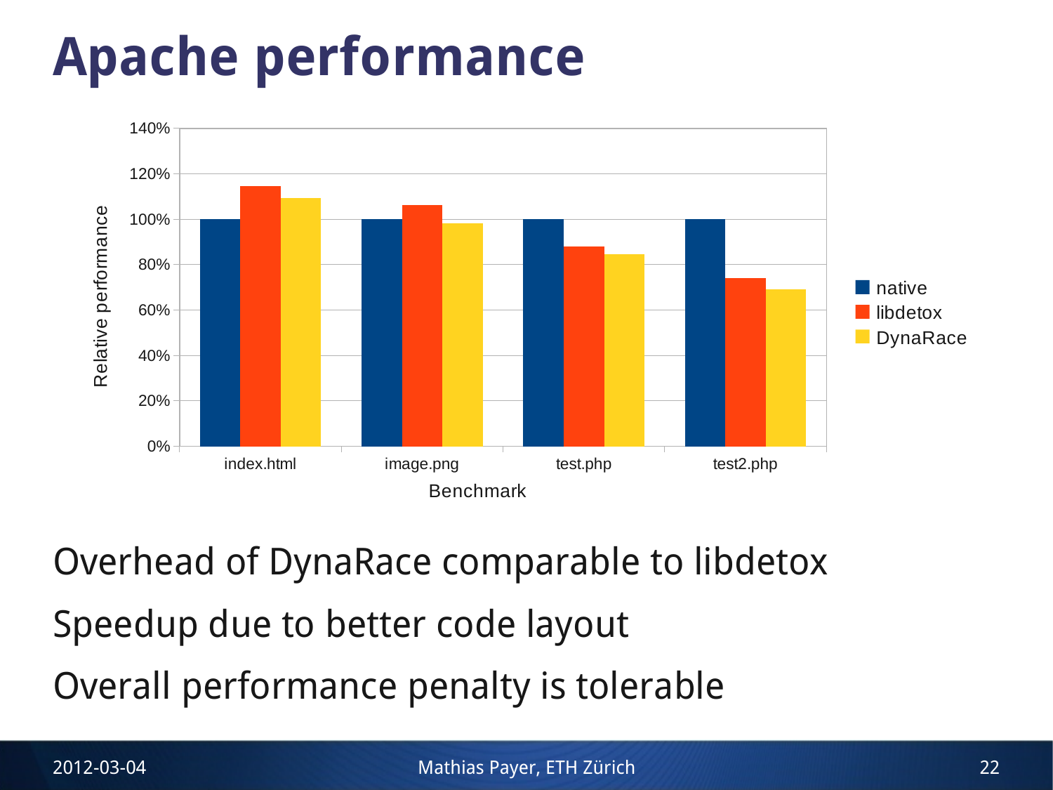# Apache performance

140%
120%
100%
80%
60%
40%
20%
0%

Relative performance

index.html
image.png
test.php
test2.php

Benchmark

native
libdetox
DynaRace

Overhead of DynaRace comparable to libdetox

Speedup due to better code layout

Overall performance penalty is tolerable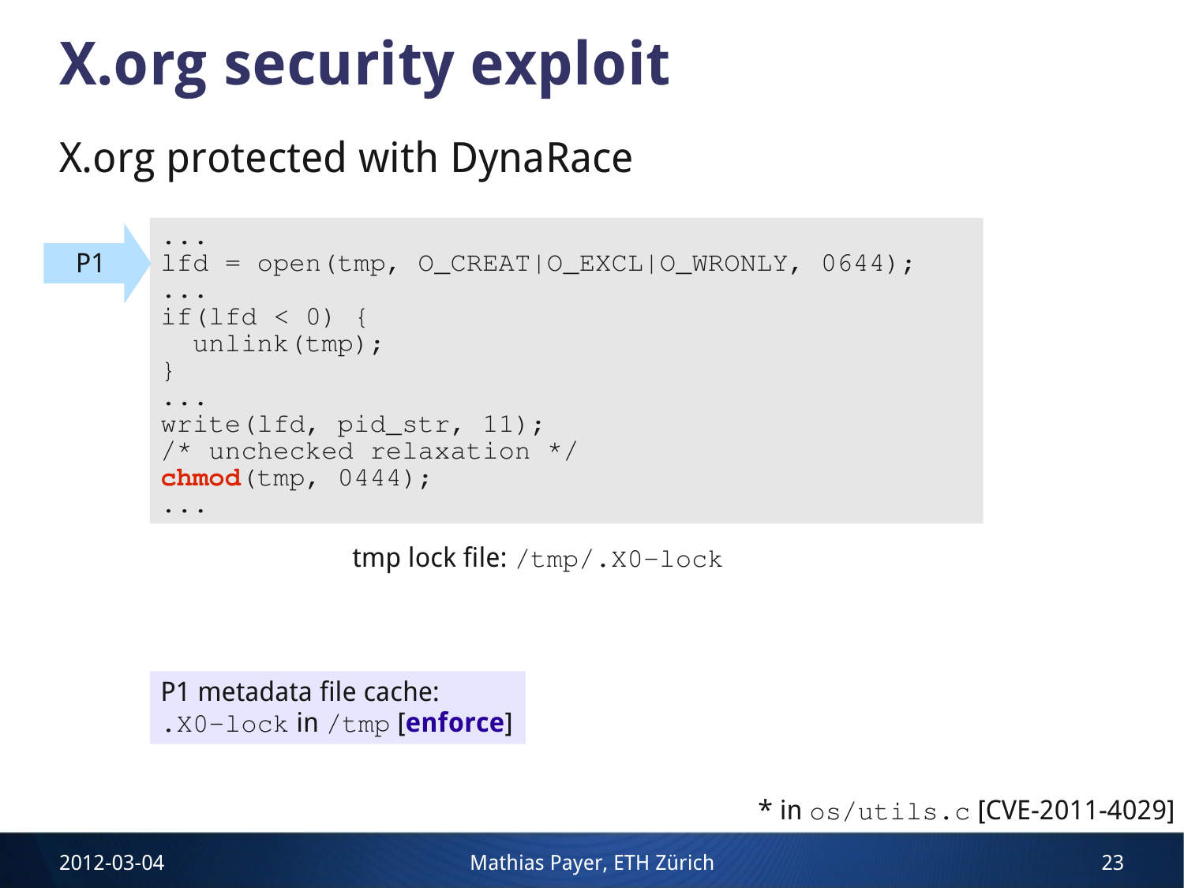# X.org security exploit

X.org protected with DynaRace

P1

```
...
lfd = open(tmp, O_CREAT|O_EXCL|O_WRONLY, 0644);
...
if(lfd < 0) {
  unlink(tmp);
}
...
write(lfd, pid_str, 11);
/* unchecked relaxation */
chmod(tmp, 0444);
...
```

tmp lock file: `/tmp/.X0-lock`

P1 metadata file cache:
`.X0-lock` in `/tmp` [**enforce**]

* in `os/utils.c` [CVE-2011-4029]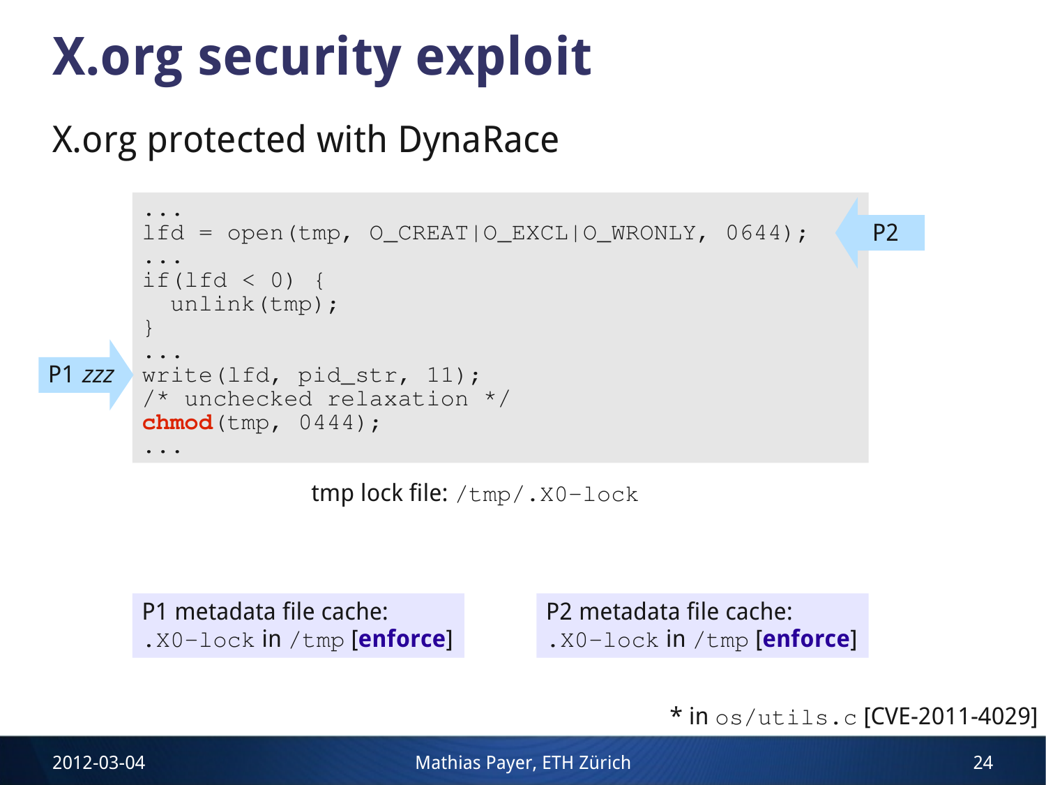# X.org security exploit

X.org protected with DynaRace

```
...
lfd = open(tmp, O_CREAT|O_EXCL|O_WRONLY, 0644);
...
if(lfd < 0) {
  unlink(tmp);
}
...
write(lfd, pid_str, 11);
/* unchecked relaxation */
chmod(tmp, 0444);
...
```

P2

P1 *zzz*

tmp lock file: `/tmp/.X0-lock`

P1 metadata file cache:
`.X0-lock` in `/tmp` [**enforce**]

P2 metadata file cache:
`.X0-lock` in `/tmp` [**enforce**]

* in `os/utils.c` [CVE-2011-4029]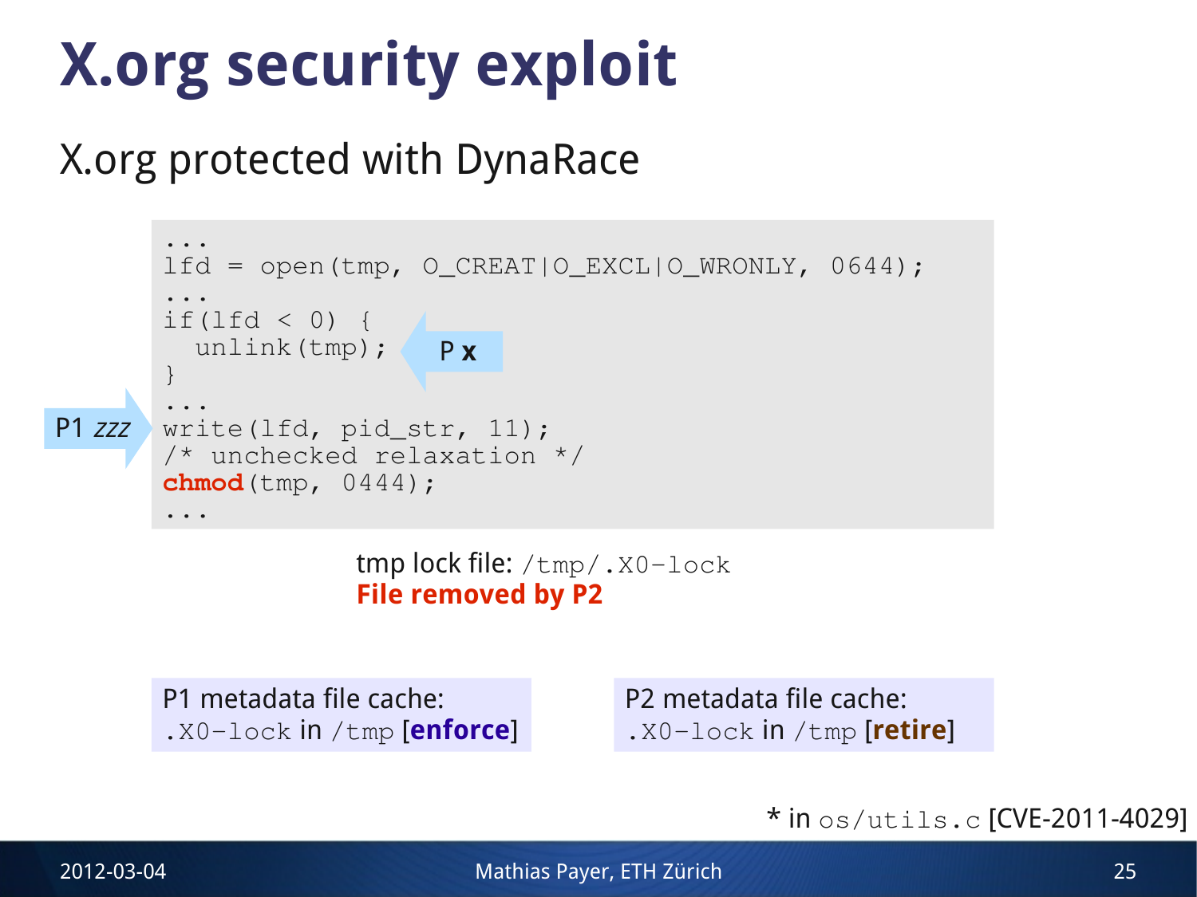# X.org security exploit

## X.org protected with DynaRace

```
...
lfd = open(tmp, O_CREAT|O_EXCL|O_WRONLY, 0644);
...
if(lfd < 0) {
  unlink(tmp);
}
...
write(lfd, pid_str, 11);
/* unchecked relaxation */
chmod(tmp, 0444);
...
```

P x

P1 *zzz*

tmp lock file: `/tmp/.X0-lock`

**File removed by P2**

P1 metadata file cache:
`.X0-lock` in `/tmp` [**enforce**]

P2 metadata file cache:
`.X0-lock` in `/tmp` [**retire**]

* in `os/utils.c` [CVE-2011-4029]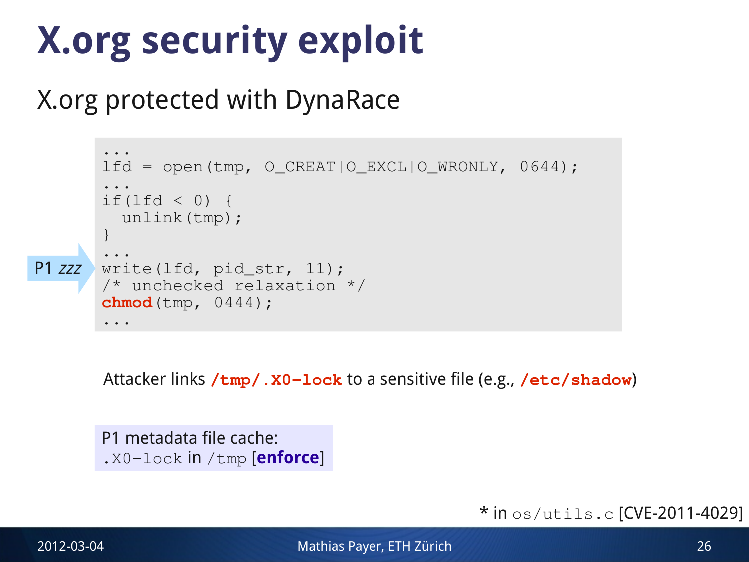# X.org security exploit

## X.org protected with DynaRace

P1 *zzz*

```
...
lfd = open(tmp, O_CREAT|O_EXCL|O_WRONLY, 0644);
...
if(lfd < 0) {
  unlink(tmp);
}
...
write(lfd, pid_str, 11);
/* unchecked relaxation */
chmod(tmp, 0444);
...
```

Attacker links **`/tmp/.X0-lock`** to a sensitive file (e.g., **`/etc/shadow`**)

P1 metadata file cache:
`.X0-lock` in `/tmp` [**enforce**]

* in `os/utils.c` [CVE-2011-4029]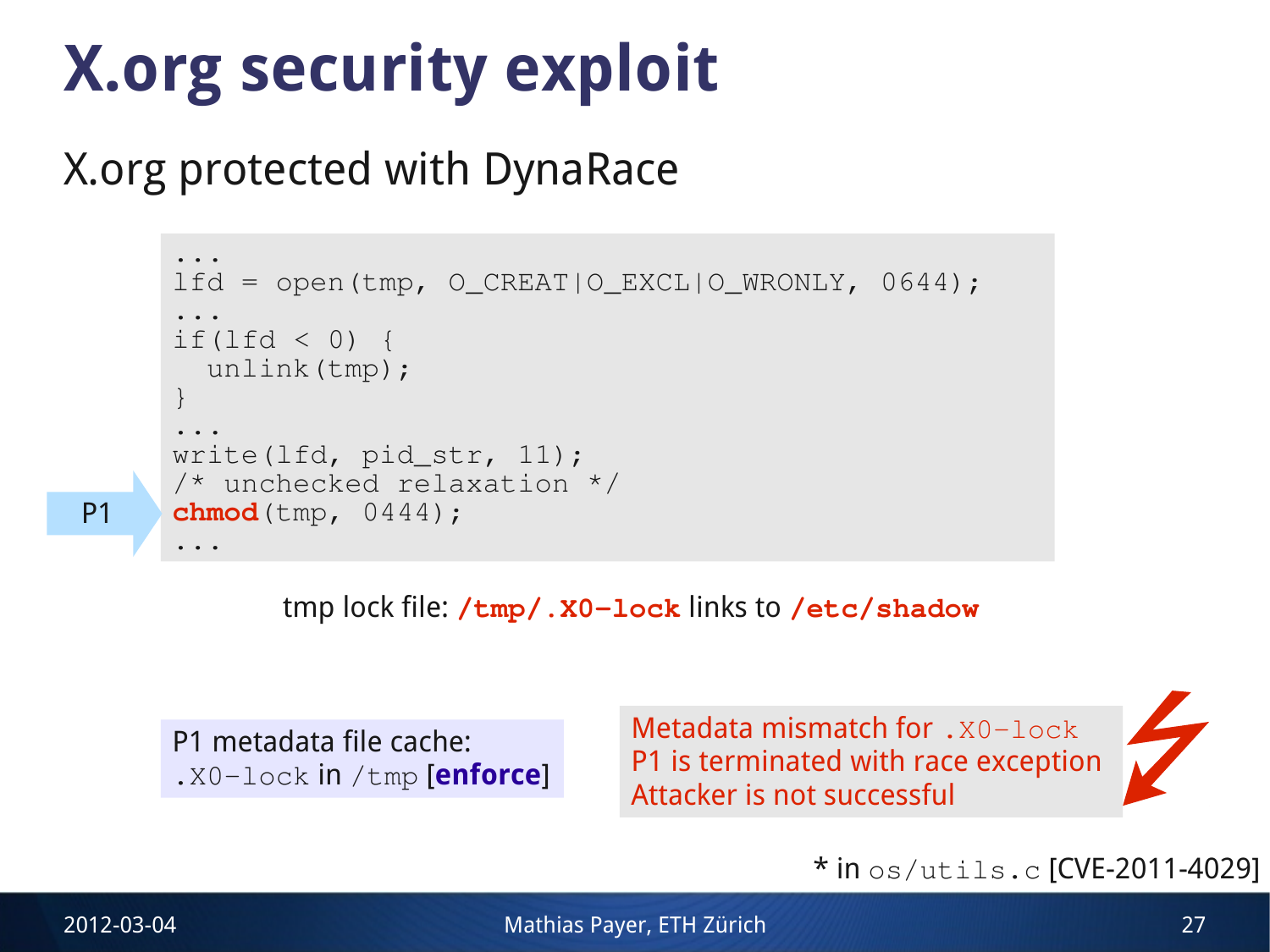# X.org security exploit

X.org protected with DynaRace

```
...
lfd = open(tmp, O_CREAT|O_EXCL|O_WRONLY, 0644);
...
if(lfd < 0) {
  unlink(tmp);
}
...
write(lfd, pid_str, 11);
/* unchecked relaxation */
chmod(tmp, 0444);
...
```

P1

tmp lock file: **/tmp/.X0-lock** links to **/etc/shadow**

P1 metadata file cache:
.X0-lock in /tmp **[enforce]**

Metadata mismatch for .X0-lock
P1 is terminated with race exception
Attacker is not successful

* in os/utils.c [CVE-2011-4029]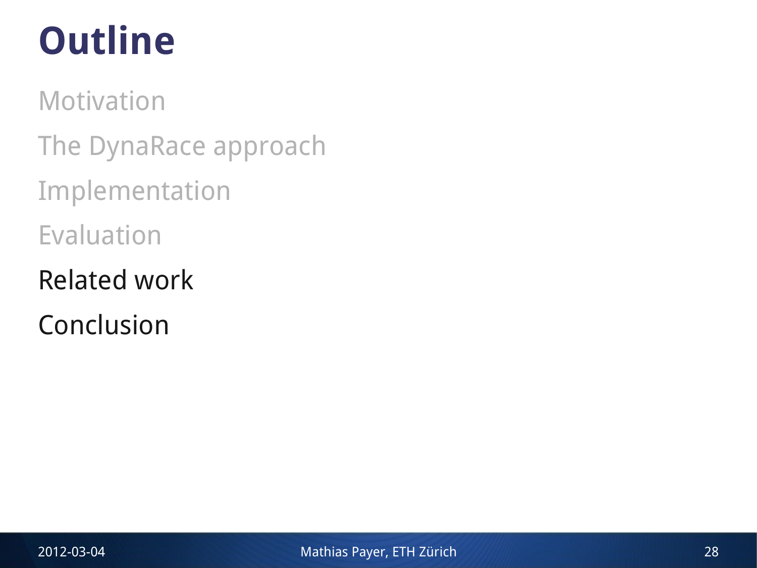# Outline

Motivation

The DynaRace approach

Implementation

Evaluation

Related work

Conclusion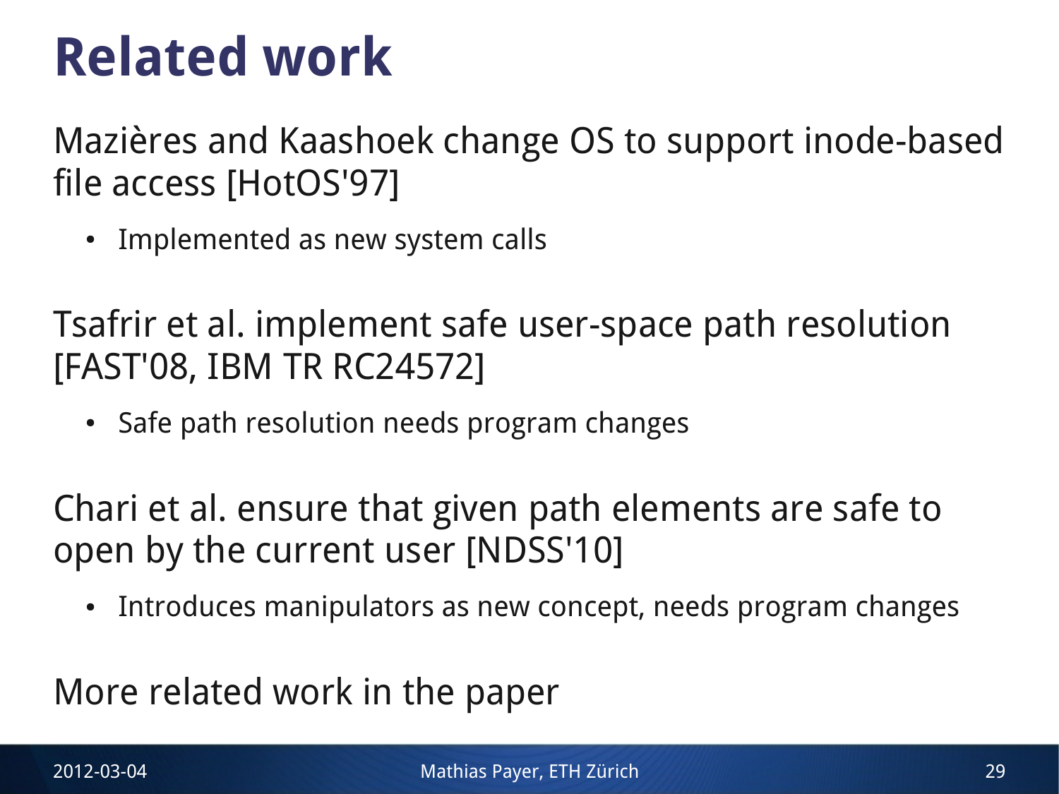# Related work

Mazières and Kaashoek change OS to support inode-based file access [HotOS'97]

- Implemented as new system calls

Tsafrir et al. implement safe user-space path resolution [FAST'08, IBM TR RC24572]

- Safe path resolution needs program changes

Chari et al. ensure that given path elements are safe to open by the current user [NDSS'10]

- Introduces manipulators as new concept, needs program changes

More related work in the paper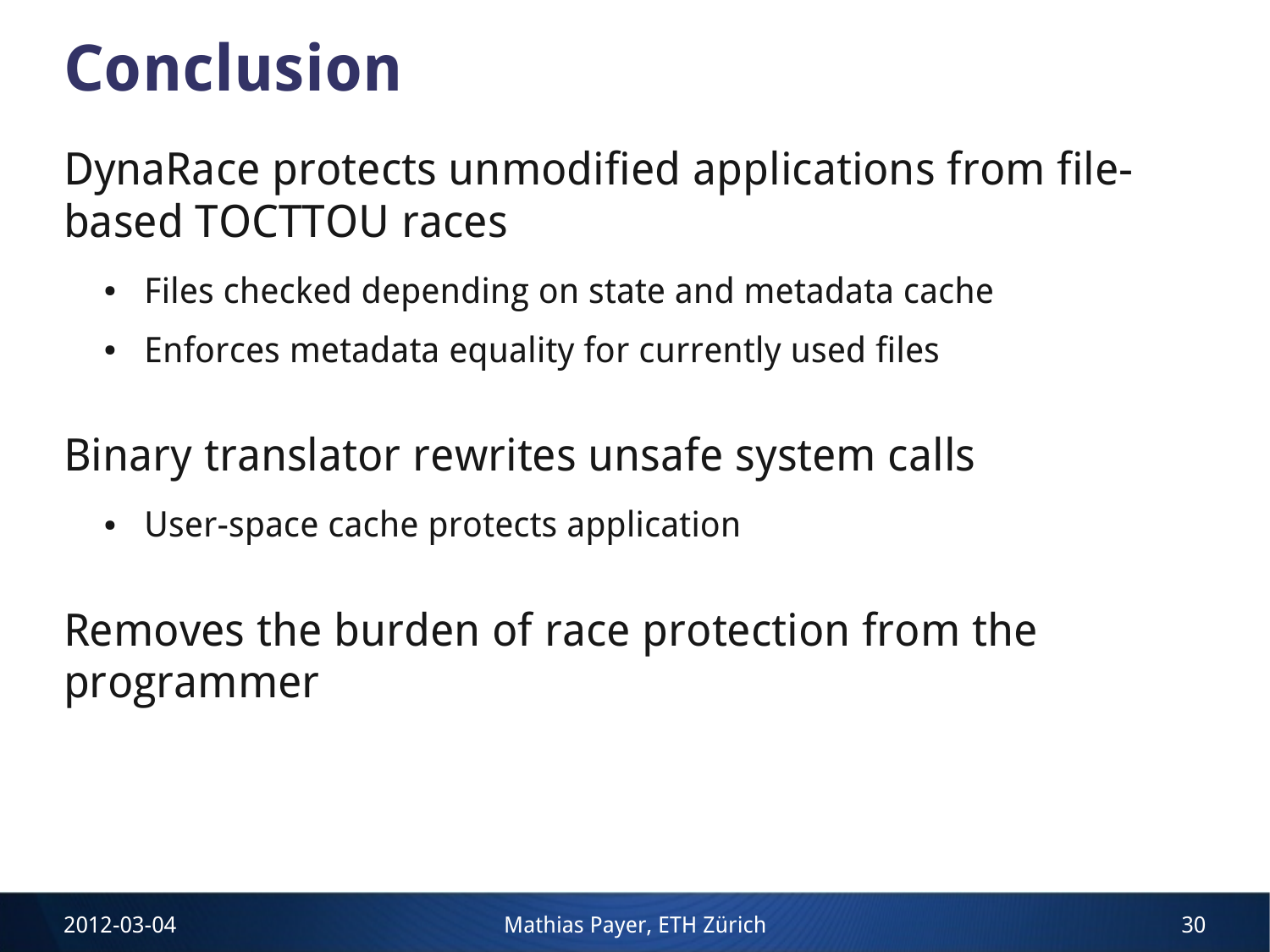# Conclusion

DynaRace protects unmodified applications from file-based TOCTTOU races

- Files checked depending on state and metadata cache
- Enforces metadata equality for currently used files

Binary translator rewrites unsafe system calls

- User-space cache protects application

Removes the burden of race protection from the programmer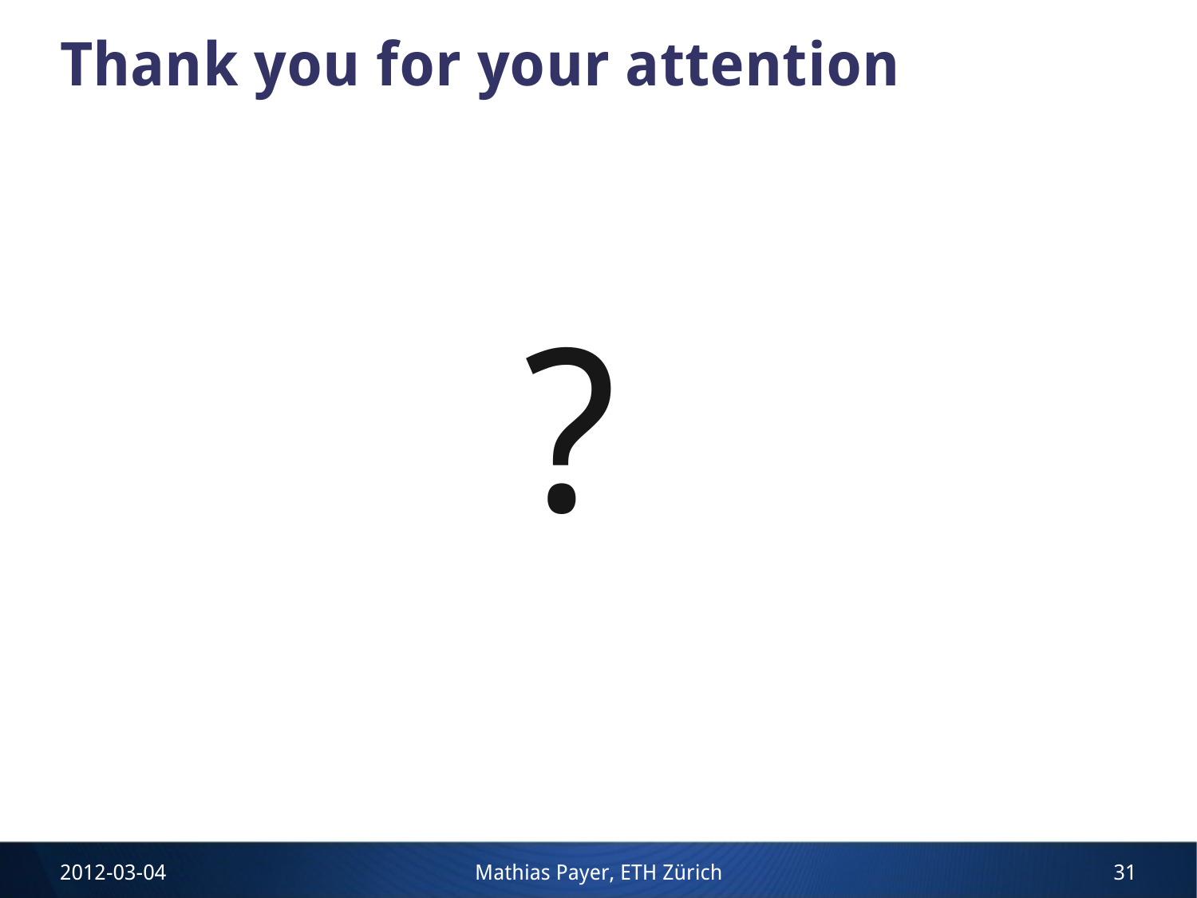# Thank you for your attention

?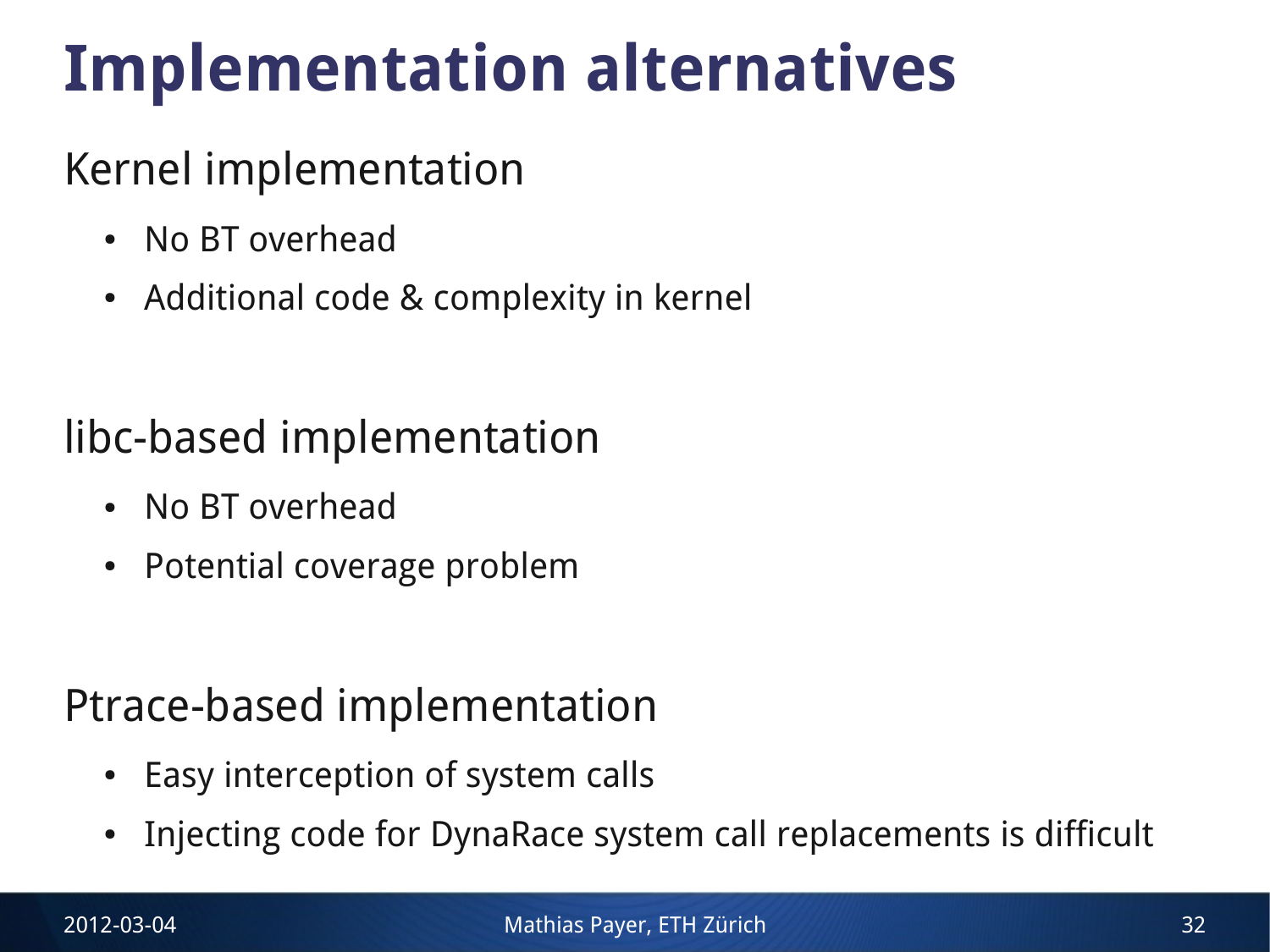# Implementation alternatives

## Kernel implementation

- No BT overhead
- Additional code & complexity in kernel

## libc-based implementation

- No BT overhead
- Potential coverage problem

## Ptrace-based implementation

- Easy interception of system calls
- Injecting code for DynaRace system call replacements is difficult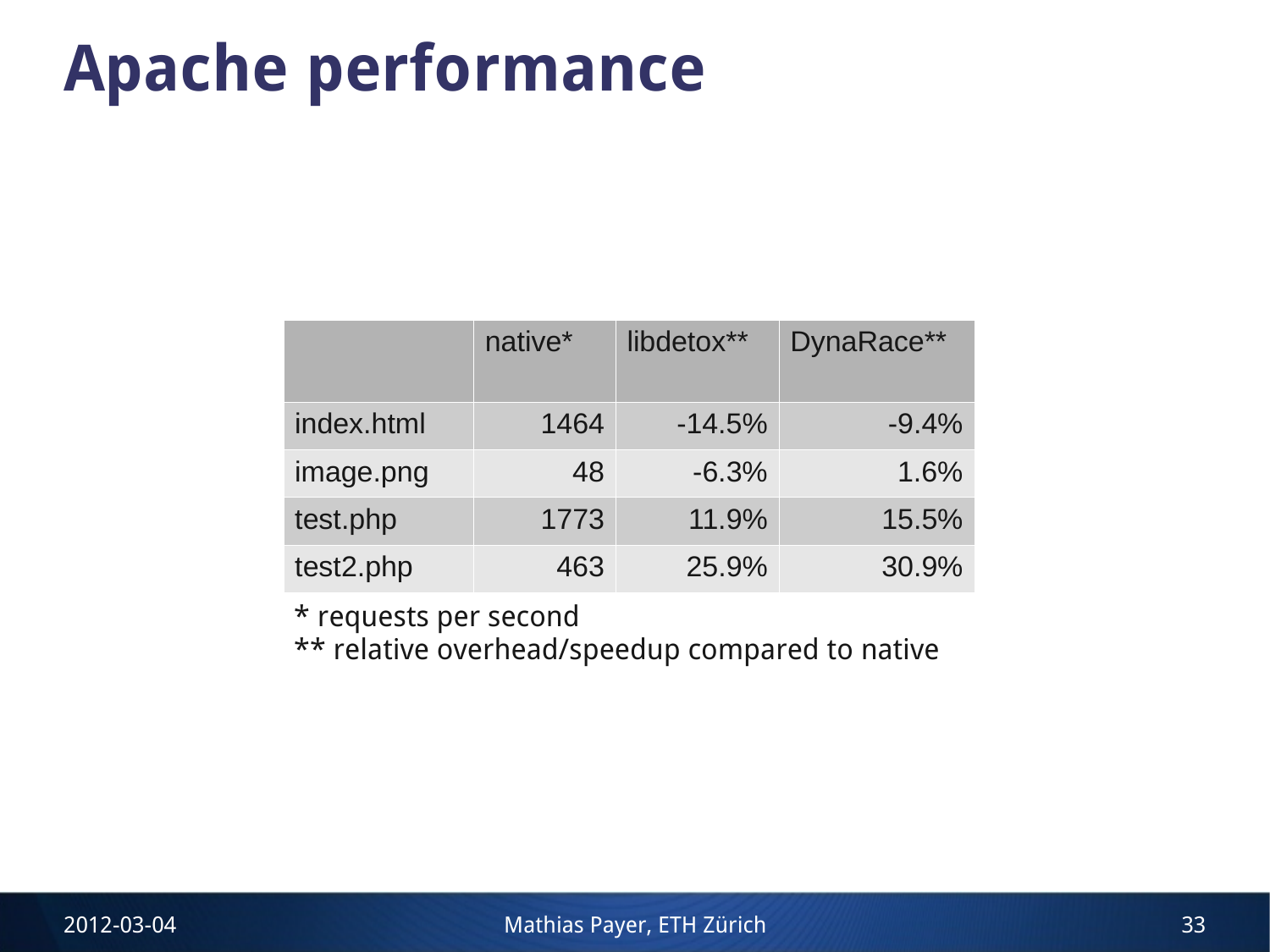# Apache performance

| | native* | libdetox** | DynaRace** |
|---|---|---|---|
| index.html | 1464 | -14.5% | -9.4% |
| image.png | 48 | -6.3% | 1.6% |
| test.php | 1773 | 11.9% | 15.5% |
| test2.php | 463 | 25.9% | 30.9% |

* requests per second

** relative overhead/speedup compared to native